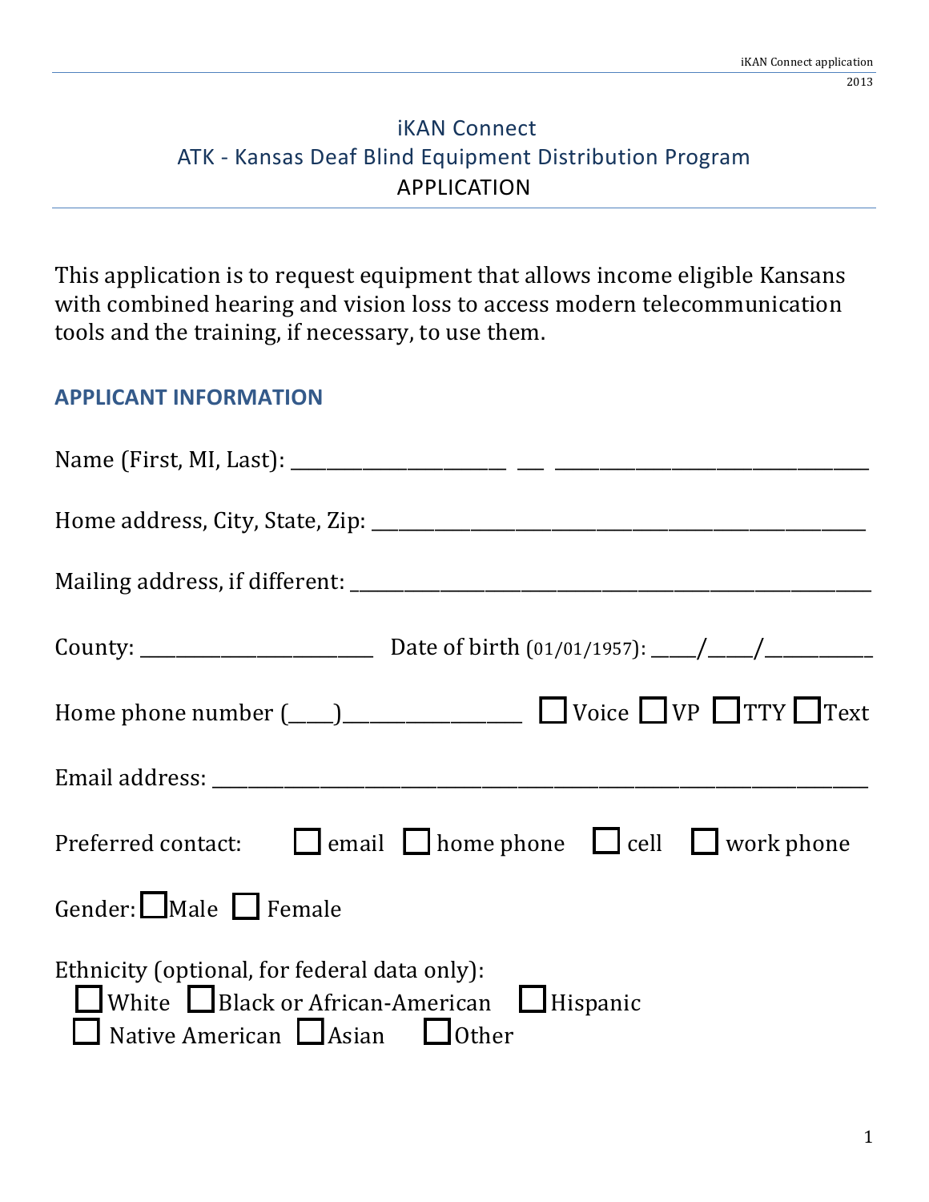# iKAN Connect
## ATK - Kansas Deaf Blind Equipment Distribution Program
## APPLICATION

This application is to request equipment that allows income eligible Kansans with combined hearing and vision loss to access modern telecommunication tools and the training, if necessary, to use them.

### APPLICANT INFORMATION

Name (First, MI, Last): ______________________ ___ ________________________________

Home address, City, State, Zip: __________________________________________________

Mailing address, if different: ____________________________________________________

County: ________________________ Date of birth (01/01/1957): ____/____/__________

Home phone number (____)_________________ ☐ Voice ☐ VP ☐ TTY ☐ Text

Email address: _________________________________________________________________

Preferred contact: ☐ email ☐ home phone ☐ cell ☐ work phone

Gender: ☐ Male ☐ Female

Ethnicity (optional, for federal data only):
☐ White ☐ Black or African-American ☐ Hispanic
☐ Native American ☐ Asian ☐ Other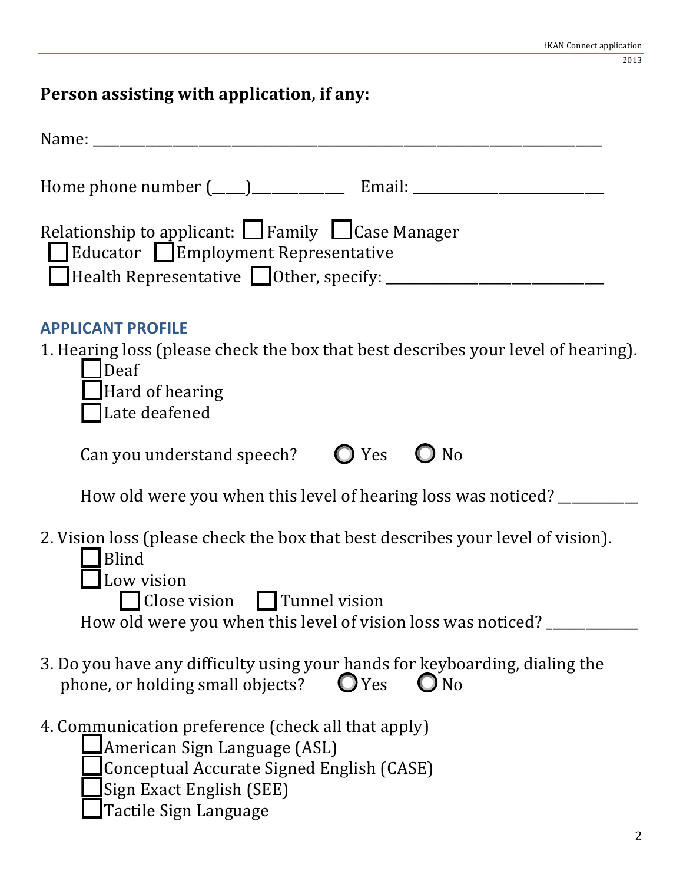## Person assisting with application, if any:

Name: ______________________________________________________________________

Home phone number (____)____________ Email: __________________________

Relationship to applicant: ☐ Family ☐ Case Manager
☐ Educator ☐ Employment Representative
☐ Health Representative ☐ Other, specify: ____________________________

## APPLICANT PROFILE

1. Hearing loss (please check the box that best describes your level of hearing).
   - ☐ Deaf
   - ☐ Hard of hearing
   - ☐ Late deafened

   Can you understand speech? ○ Yes ○ No

   How old were you when this level of hearing loss was noticed? __________

2. Vision loss (please check the box that best describes your level of vision).
   - ☐ Blind
   - ☐ Low vision
     - ☐ Close vision ☐ Tunnel vision

   How old were you when this level of vision loss was noticed? ____________

3. Do you have any difficulty using your hands for keyboarding, dialing the phone, or holding small objects? ○ Yes ○ No

4. Communication preference (check all that apply)
   - ☐ American Sign Language (ASL)
   - ☐ Conceptual Accurate Signed English (CASE)
   - ☐ Sign Exact English (SEE)
   - ☐ Tactile Sign Language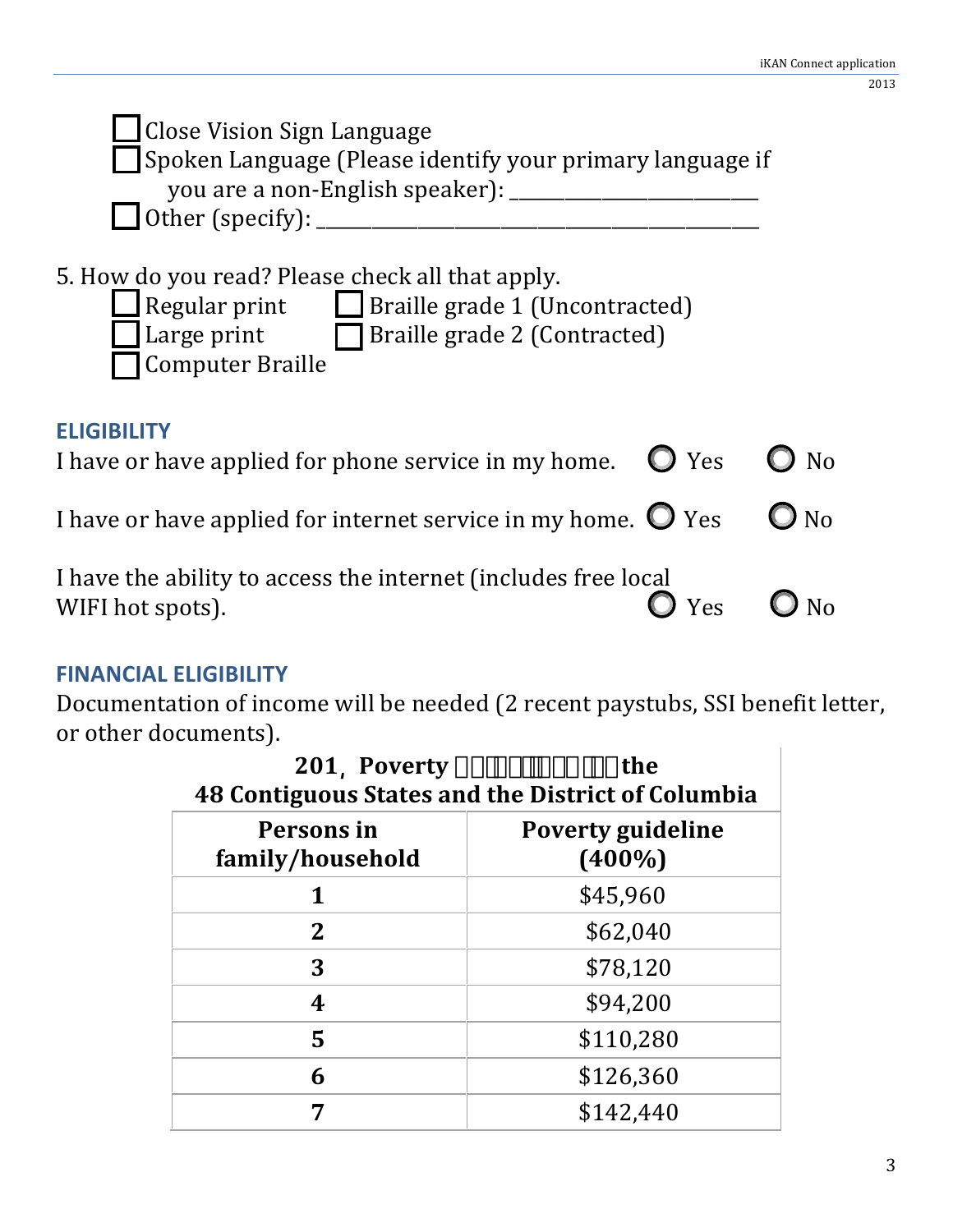- ☐ Close Vision Sign Language
- ☐ Spoken Language (Please identify your primary language if you are a non-English speaker): ________________________
- ☐ Other (specify): ________________________________________

5. How do you read? Please check all that apply.

- ☐ Regular print
- ☐ Large print
- ☐ Computer Braille
- ☐ Braille grade 1 (Uncontracted)
- ☐ Braille grade 2 (Contracted)

## ELIGIBILITY

I have or have applied for phone service in my home. ○ Yes ○ No

I have or have applied for internet service in my home. ○ Yes ○ No

I have the ability to access the internet (includes free local WIFI hot spots). ○ Yes ○ No

## FINANCIAL ELIGIBILITY

Documentation of income will be needed (2 recent paystubs, SSI benefit letter, or other documents).

**201, Poverty the 48 Contiguous States and the District of Columbia**

| Persons in family/household | Poverty guideline (400%) |
|---|---|
| 1 | $45,960 |
| 2 | $62,040 |
| 3 | $78,120 |
| 4 | $94,200 |
| 5 | $110,280 |
| 6 | $126,360 |
| 7 | $142,440 |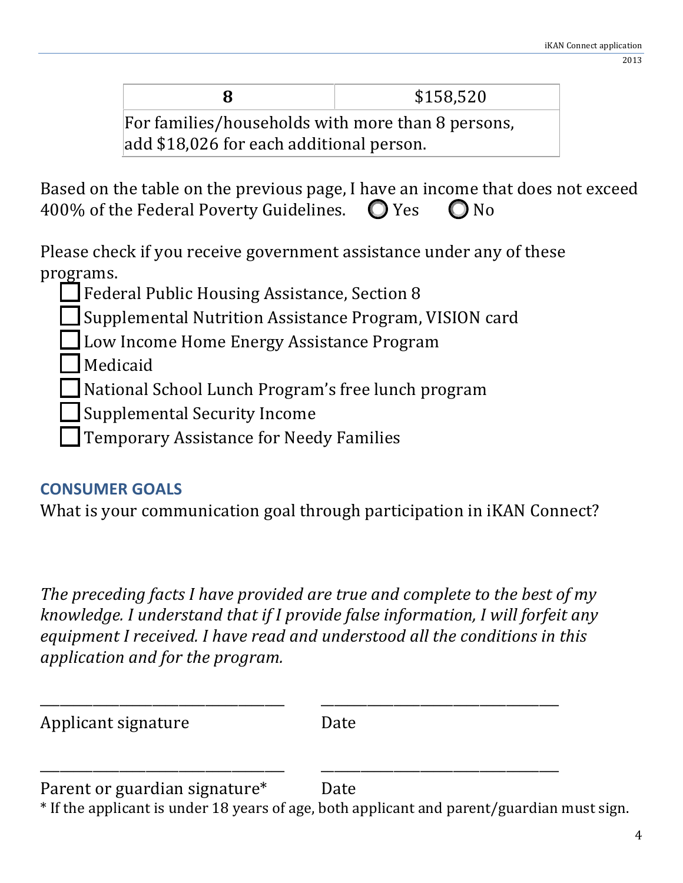| 8 | $158,520 |
|---|---|
| For families/households with more than 8 persons, add $18,026 for each additional person. | |

Based on the table on the previous page, I have an income that does not exceed 400% of the Federal Poverty Guidelines. ○ Yes ○ No

Please check if you receive government assistance under any of these programs.

- ☐ Federal Public Housing Assistance, Section 8
- ☐ Supplemental Nutrition Assistance Program, VISION card
- ☐ Low Income Home Energy Assistance Program
- ☐ Medicaid
- ☐ National School Lunch Program's free lunch program
- ☐ Supplemental Security Income
- ☐ Temporary Assistance for Needy Families

## CONSUMER GOALS

What is your communication goal through participation in iKAN Connect?

*The preceding facts I have provided are true and complete to the best of my knowledge. I understand that if I provide false information, I will forfeit any equipment I received. I have read and understood all the conditions in this application and for the program.*

\_\_\_\_\_\_\_\_\_\_\_\_\_\_\_\_\_\_\_\_\_\_\_\_\_\_\_\_\_\_ \_\_\_\_\_\_\_\_\_\_\_\_\_\_\_\_\_\_\_\_\_\_\_\_\_\_\_\_\_\_

Applicant signature Date

\_\_\_\_\_\_\_\_\_\_\_\_\_\_\_\_\_\_\_\_\_\_\_\_\_\_\_\_\_\_ \_\_\_\_\_\_\_\_\_\_\_\_\_\_\_\_\_\_\_\_\_\_\_\_\_\_\_\_\_\_

Parent or guardian signature* Date

\* If the applicant is under 18 years of age, both applicant and parent/guardian must sign.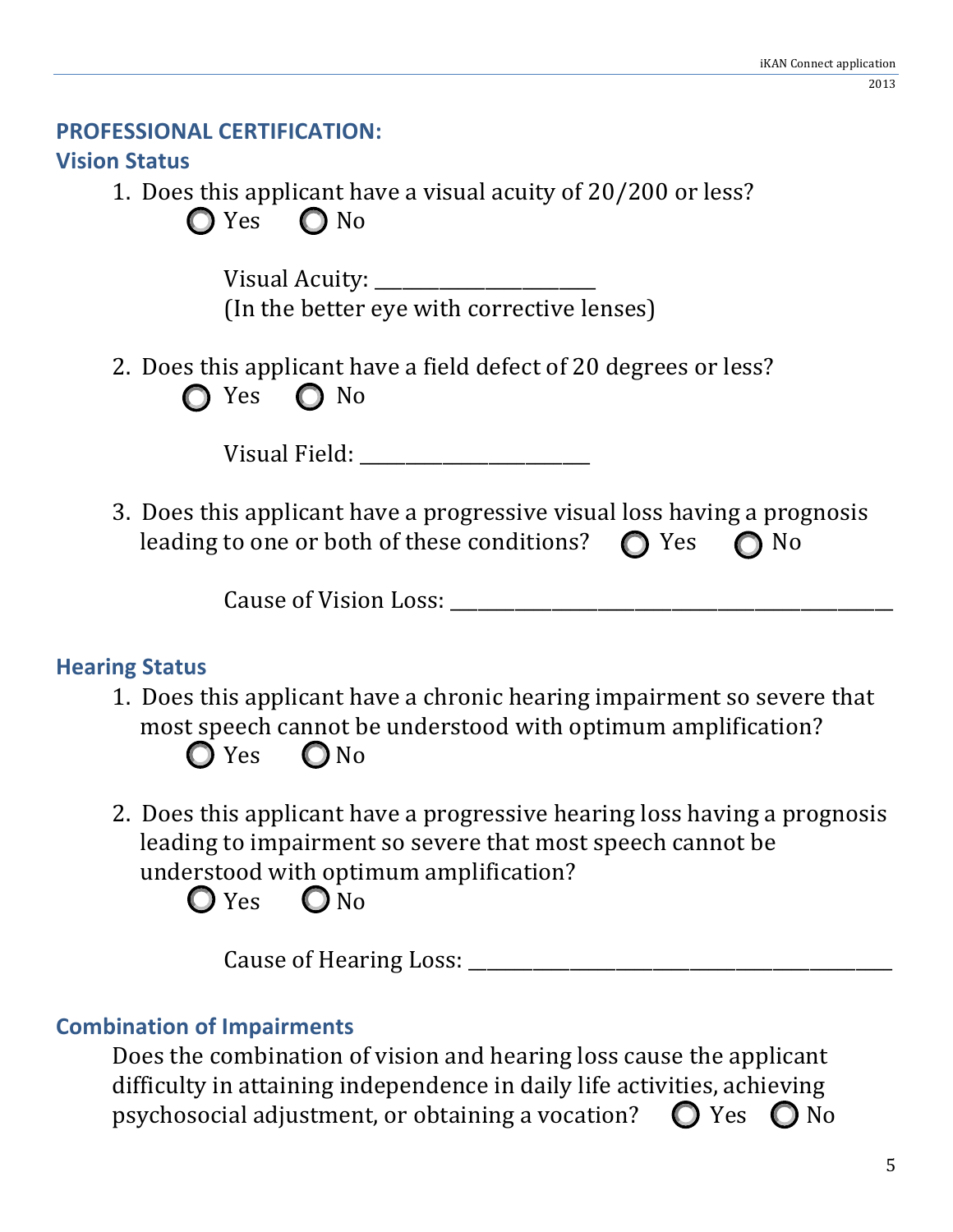## PROFESSIONAL CERTIFICATION:

### Vision Status

1. Does this applicant have a visual acuity of 20/200 or less?

   ○ Yes ○ No

   Visual Acuity: ____________________
   (In the better eye with corrective lenses)

2. Does this applicant have a field defect of 20 degrees or less?

   ○ Yes ○ No

   Visual Field: _____________________

3. Does this applicant have a progressive visual loss having a prognosis leading to one or both of these conditions? ○ Yes ○ No

   Cause of Vision Loss: ________________________________________

### Hearing Status

1. Does this applicant have a chronic hearing impairment so severe that most speech cannot be understood with optimum amplification?

   ○ Yes ○ No

2. Does this applicant have a progressive hearing loss having a prognosis leading to impairment so severe that most speech cannot be understood with optimum amplification?

   ○ Yes ○ No

   Cause of Hearing Loss: ________________________________________

### Combination of Impairments

Does the combination of vision and hearing loss cause the applicant difficulty in attaining independence in daily life activities, achieving psychosocial adjustment, or obtaining a vocation? ○ Yes ○ No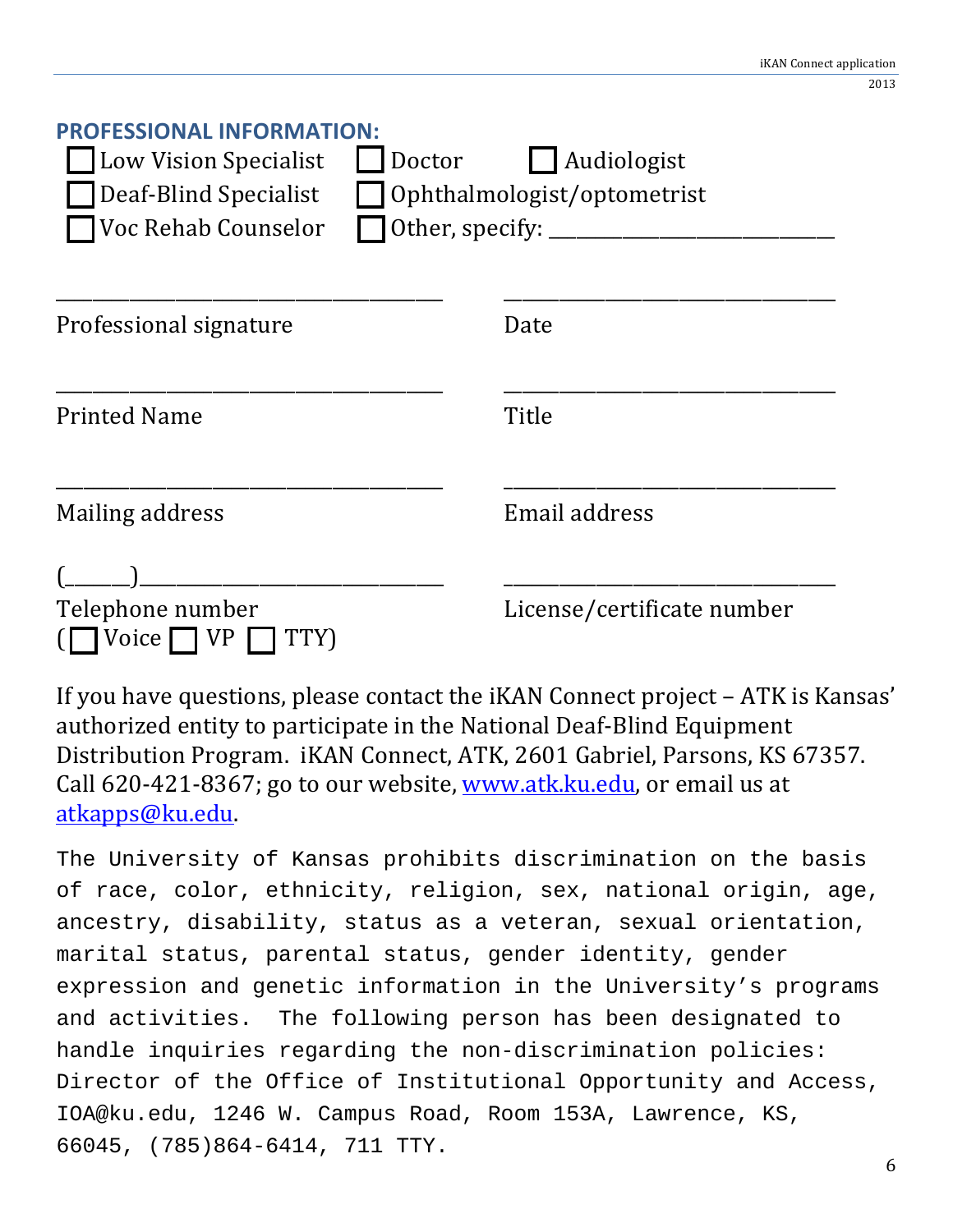## PROFESSIONAL INFORMATION:

☐ Low Vision Specialist ☐ Doctor ☐ Audiologist
☐ Deaf-Blind Specialist ☐ Ophthalmologist/optometrist
☐ Voc Rehab Counselor ☐ Other, specify: ___________________________

___________________________________ ______________________________
Professional signature Date

___________________________________ ______________________________
Printed Name Title

___________________________________ ______________________________
Mailing address Email address

(______)___________________________ ______________________________
Telephone number License/certificate number
(☐ Voice ☐ VP ☐ TTY)

If you have questions, please contact the iKAN Connect project – ATK is Kansas' authorized entity to participate in the National Deaf-Blind Equipment Distribution Program. iKAN Connect, ATK, 2601 Gabriel, Parsons, KS 67357. Call 620-421-8367; go to our website, www.atk.ku.edu, or email us at atkapps@ku.edu.

The University of Kansas prohibits discrimination on the basis of race, color, ethnicity, religion, sex, national origin, age, ancestry, disability, status as a veteran, sexual orientation, marital status, parental status, gender identity, gender expression and genetic information in the University's programs and activities. The following person has been designated to handle inquiries regarding the non-discrimination policies: Director of the Office of Institutional Opportunity and Access, IOA@ku.edu, 1246 W. Campus Road, Room 153A, Lawrence, KS, 66045, (785)864-6414, 711 TTY.